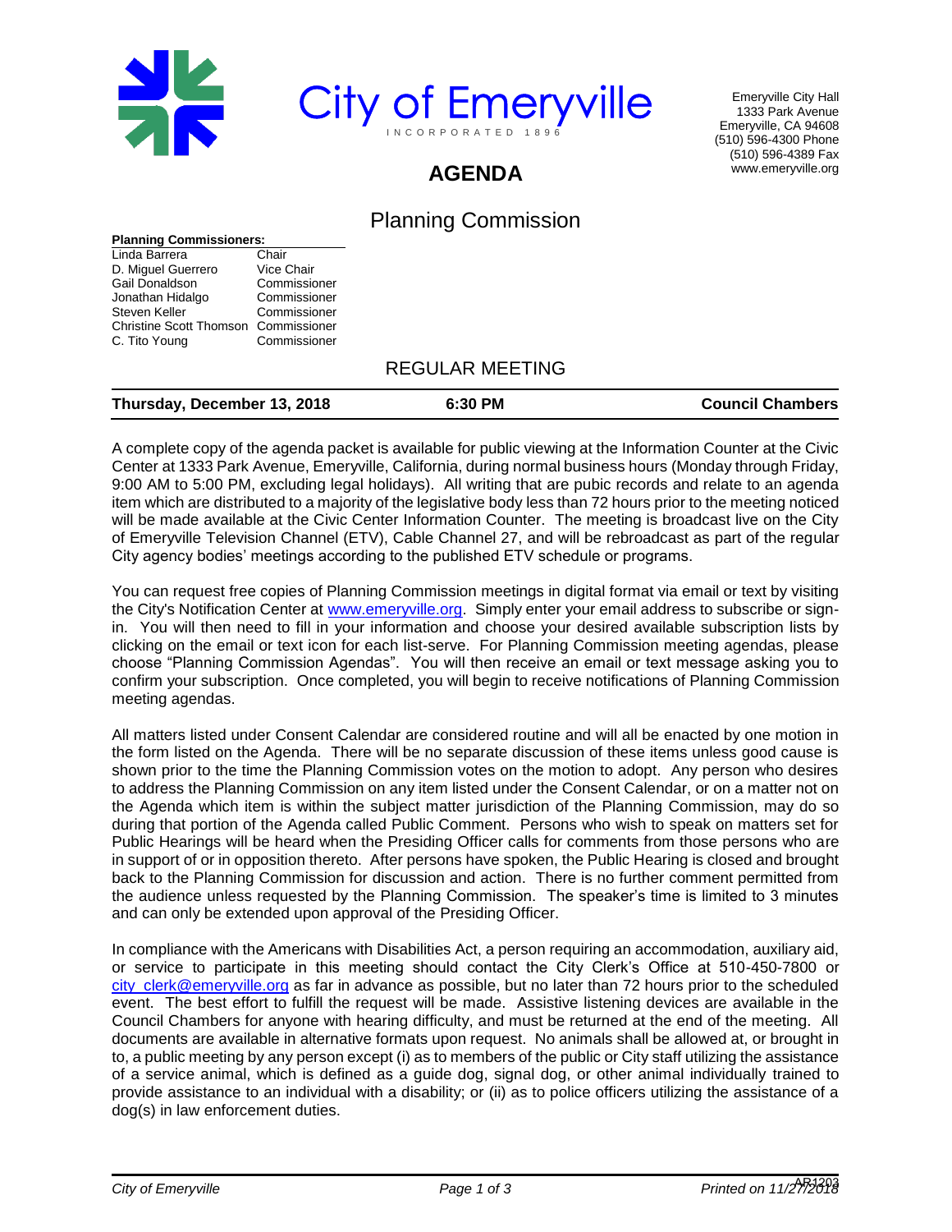# City of Emeryville

INCORPORATED 1896

Emeryville City Hall
1333 Park Avenue
Emeryville, CA 94608
(510) 596-4300 Phone
(510) 596-4389 Fax
www.emeryville.org

## AGENDA

## Planning Commission

**Planning Commissioners:**

| | |
|---|---|
| Linda Barrera | Chair |
| D. Miguel Guerrero | Vice Chair |
| Gail Donaldson | Commissioner |
| Jonathan Hidalgo | Commissioner |
| Steven Keller | Commissioner |
| Christine Scott Thomson | Commissioner |
| C. Tito Young | Commissioner |

### REGULAR MEETING

| **Thursday, December 13, 2018** | **6:30 PM** | **Council Chambers** |
|---|---|---|

A complete copy of the agenda packet is available for public viewing at the Information Counter at the Civic Center at 1333 Park Avenue, Emeryville, California, during normal business hours (Monday through Friday, 9:00 AM to 5:00 PM, excluding legal holidays). All writing that are pubic records and relate to an agenda item which are distributed to a majority of the legislative body less than 72 hours prior to the meeting noticed will be made available at the Civic Center Information Counter. The meeting is broadcast live on the City of Emeryville Television Channel (ETV), Cable Channel 27, and will be rebroadcast as part of the regular City agency bodies' meetings according to the published ETV schedule or programs.

You can request free copies of Planning Commission meetings in digital format via email or text by visiting the City's Notification Center at www.emeryville.org. Simply enter your email address to subscribe or sign-in. You will then need to fill in your information and choose your desired available subscription lists by clicking on the email or text icon for each list-serve. For Planning Commission meeting agendas, please choose "Planning Commission Agendas". You will then receive an email or text message asking you to confirm your subscription. Once completed, you will begin to receive notifications of Planning Commission meeting agendas.

All matters listed under Consent Calendar are considered routine and will all be enacted by one motion in the form listed on the Agenda. There will be no separate discussion of these items unless good cause is shown prior to the time the Planning Commission votes on the motion to adopt. Any person who desires to address the Planning Commission on any item listed under the Consent Calendar, or on a matter not on the Agenda which item is within the subject matter jurisdiction of the Planning Commission, may do so during that portion of the Agenda called Public Comment. Persons who wish to speak on matters set for Public Hearings will be heard when the Presiding Officer calls for comments from those persons who are in support of or in opposition thereto. After persons have spoken, the Public Hearing is closed and brought back to the Planning Commission for discussion and action. There is no further comment permitted from the audience unless requested by the Planning Commission. The speaker's time is limited to 3 minutes and can only be extended upon approval of the Presiding Officer.

In compliance with the Americans with Disabilities Act, a person requiring an accommodation, auxiliary aid, or service to participate in this meeting should contact the City Clerk's Office at 510-450-7800 or city_clerk@emeryville.org as far in advance as possible, but no later than 72 hours prior to the scheduled event. The best effort to fulfill the request will be made. Assistive listening devices are available in the Council Chambers for anyone with hearing difficulty, and must be returned at the end of the meeting. All documents are available in alternative formats upon request. No animals shall be allowed at, or brought in to, a public meeting by any person except (i) as to members of the public or City staff utilizing the assistance of a service animal, which is defined as a guide dog, signal dog, or other animal individually trained to provide assistance to an individual with a disability; or (ii) as to police officers utilizing the assistance of a dog(s) in law enforcement duties.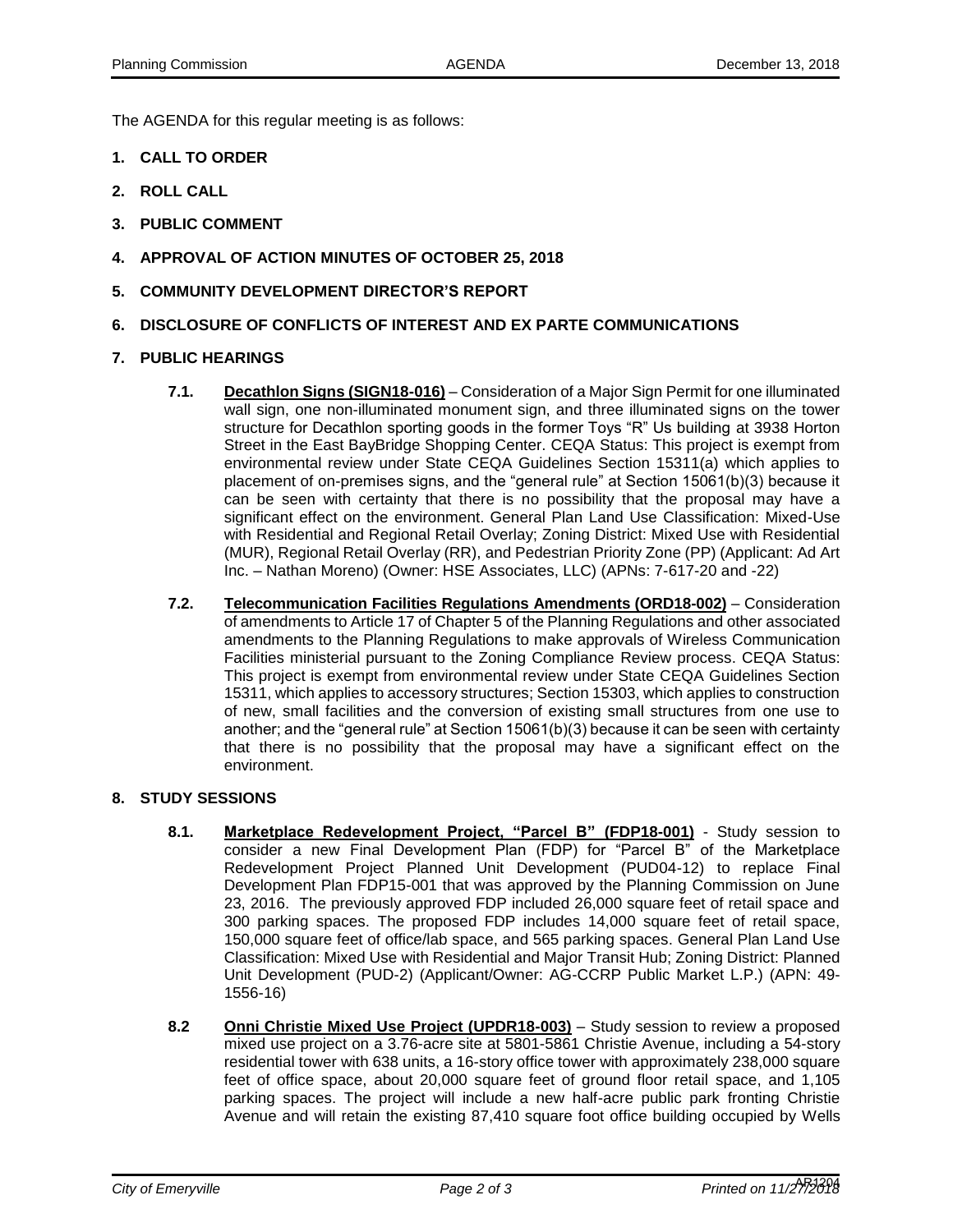The AGENDA for this regular meeting is as follows:

**1. CALL TO ORDER**

**2. ROLL CALL**

**3. PUBLIC COMMENT**

**4. APPROVAL OF ACTION MINUTES OF OCTOBER 25, 2018**

**5. COMMUNITY DEVELOPMENT DIRECTOR'S REPORT**

**6. DISCLOSURE OF CONFLICTS OF INTEREST AND EX PARTE COMMUNICATIONS**

**7. PUBLIC HEARINGS**

**7.1.** **Decathlon Signs (SIGN18-016)** – Consideration of a Major Sign Permit for one illuminated wall sign, one non-illuminated monument sign, and three illuminated signs on the tower structure for Decathlon sporting goods in the former Toys "R" Us building at 3938 Horton Street in the East BayBridge Shopping Center. CEQA Status: This project is exempt from environmental review under State CEQA Guidelines Section 15311(a) which applies to placement of on-premises signs, and the "general rule" at Section 15061(b)(3) because it can be seen with certainty that there is no possibility that the proposal may have a significant effect on the environment. General Plan Land Use Classification: Mixed-Use with Residential and Regional Retail Overlay; Zoning District: Mixed Use with Residential (MUR), Regional Retail Overlay (RR), and Pedestrian Priority Zone (PP) (Applicant: Ad Art Inc. – Nathan Moreno) (Owner: HSE Associates, LLC) (APNs: 7-617-20 and -22)

**7.2.** **Telecommunication Facilities Regulations Amendments (ORD18-002)** – Consideration of amendments to Article 17 of Chapter 5 of the Planning Regulations and other associated amendments to the Planning Regulations to make approvals of Wireless Communication Facilities ministerial pursuant to the Zoning Compliance Review process. CEQA Status: This project is exempt from environmental review under State CEQA Guidelines Section 15311, which applies to accessory structures; Section 15303, which applies to construction of new, small facilities and the conversion of existing small structures from one use to another; and the "general rule" at Section 15061(b)(3) because it can be seen with certainty that there is no possibility that the proposal may have a significant effect on the environment.

**8. STUDY SESSIONS**

**8.1.** **Marketplace Redevelopment Project, "Parcel B" (FDP18-001)** - Study session to consider a new Final Development Plan (FDP) for "Parcel B" of the Marketplace Redevelopment Project Planned Unit Development (PUD04-12) to replace Final Development Plan FDP15-001 that was approved by the Planning Commission on June 23, 2016. The previously approved FDP included 26,000 square feet of retail space and 300 parking spaces. The proposed FDP includes 14,000 square feet of retail space, 150,000 square feet of office/lab space, and 565 parking spaces. General Plan Land Use Classification: Mixed Use with Residential and Major Transit Hub; Zoning District: Planned Unit Development (PUD-2) (Applicant/Owner: AG-CCRP Public Market L.P.) (APN: 49-1556-16)

**8.2** **Onni Christie Mixed Use Project (UPDR18-003)** – Study session to review a proposed mixed use project on a 3.76-acre site at 5801-5861 Christie Avenue, including a 54-story residential tower with 638 units, a 16-story office tower with approximately 238,000 square feet of office space, about 20,000 square feet of ground floor retail space, and 1,105 parking spaces. The project will include a new half-acre public park fronting Christie Avenue and will retain the existing 87,410 square foot office building occupied by Wells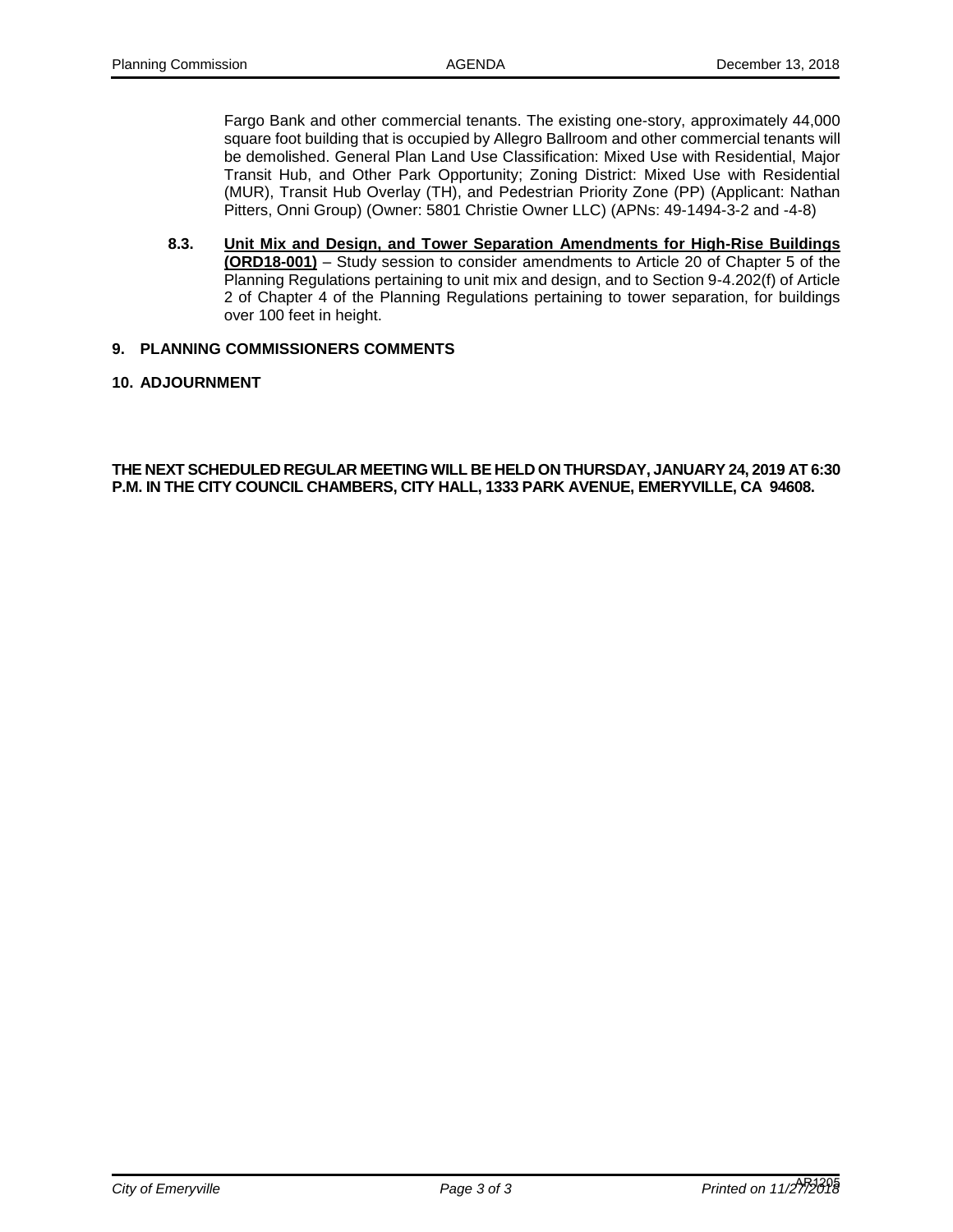Fargo Bank and other commercial tenants. The existing one-story, approximately 44,000 square foot building that is occupied by Allegro Ballroom and other commercial tenants will be demolished. General Plan Land Use Classification: Mixed Use with Residential, Major Transit Hub, and Other Park Opportunity; Zoning District: Mixed Use with Residential (MUR), Transit Hub Overlay (TH), and Pedestrian Priority Zone (PP) (Applicant: Nathan Pitters, Onni Group) (Owner: 5801 Christie Owner LLC) (APNs: 49-1494-3-2 and -4-8)

**8.3. Unit Mix and Design, and Tower Separation Amendments for High-Rise Buildings (ORD18-001)** – Study session to consider amendments to Article 20 of Chapter 5 of the Planning Regulations pertaining to unit mix and design, and to Section 9-4.202(f) of Article 2 of Chapter 4 of the Planning Regulations pertaining to tower separation, for buildings over 100 feet in height.

## 9. PLANNING COMMISSIONERS COMMENTS

## 10. ADJOURNMENT

**THE NEXT SCHEDULED REGULAR MEETING WILL BE HELD ON THURSDAY, JANUARY 24, 2019 AT 6:30 P.M. IN THE CITY COUNCIL CHAMBERS, CITY HALL, 1333 PARK AVENUE, EMERYVILLE, CA 94608.**